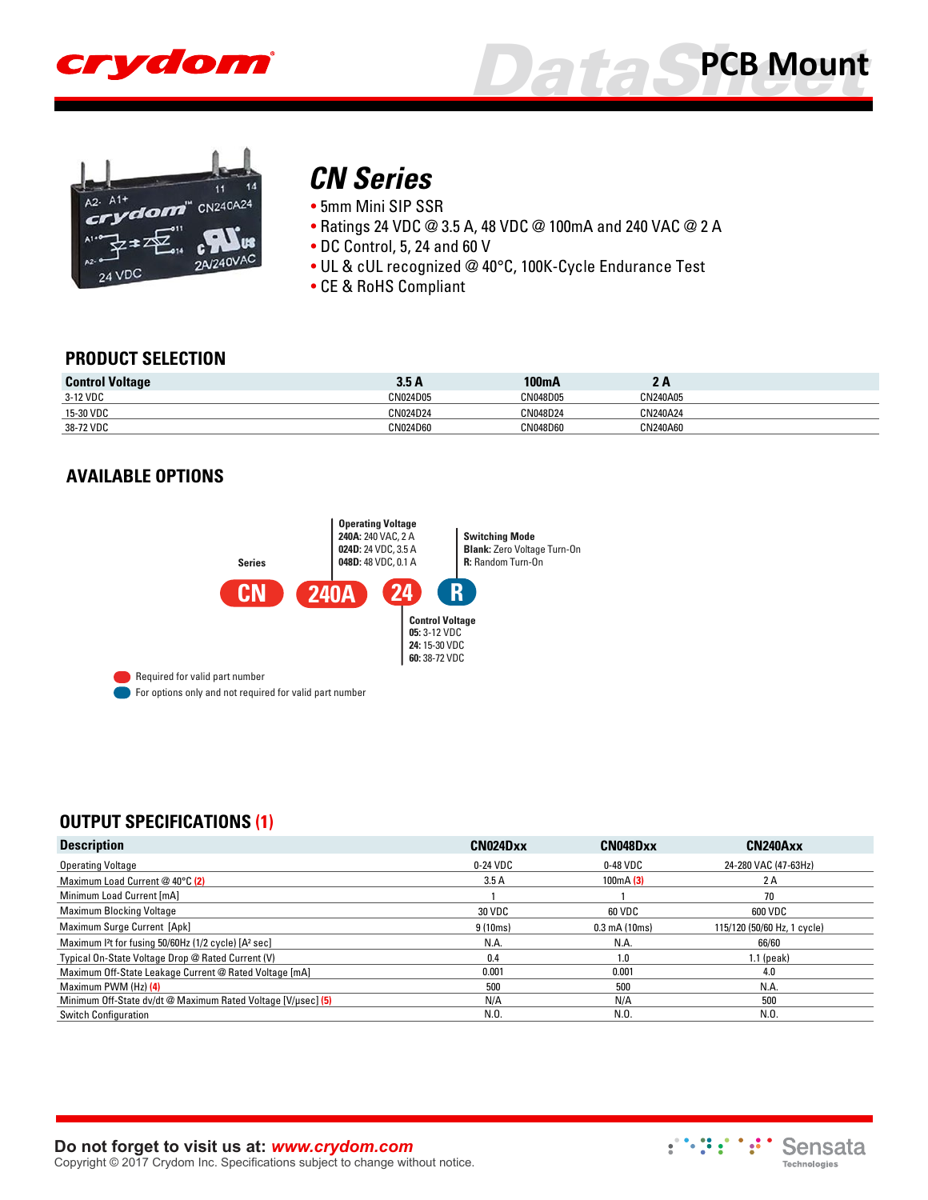# CN Series

- 5mm Mini SIP SSR
- Ratings 24 VDC @ 3.5 A, 48 VDC @ 100mA and 240 VAC @ 2 A
- DC Control, 5, 24 and 60 V
- UL & cUL recognized @ 40°C, 100K-Cycle Endurance Test
- CE & RoHS Compliant

## PRODUCT SELECTION

| Control Voltage | 3.5 A | 100mA | 2 A |
|---|---|---|---|
| 3-12 VDC | CN024D05 | CN048D05 | CN240A05 |
| 15-30 VDC | CN024D24 | CN048D24 | CN240A24 |
| 38-72 VDC | CN024D60 | CN048D60 | CN240A60 |

## AVAILABLE OPTIONS

**CN** | **240A** | **24** | **R**

- **Series**: CN
- **Operating Voltage**
  - **240A:** 240 VAC, 2 A
  - **024D:** 24 VDC, 3.5 A
  - **048D:** 48 VDC, 0.1 A
- **Control Voltage**
  - **05:** 3-12 VDC
  - **24:** 15-30 VDC
  - **60:** 38-72 VDC
- **Switching Mode**
  - **Blank:** Zero Voltage Turn-On
  - **R:** Random Turn-On

Required for valid part number (CN, 240A, 24)

For options only and not required for valid part number (R)

## OUTPUT SPECIFICATIONS (1)

| Description | CN024Dxx | CN048Dxx | CN240Axx |
|---|---|---|---|
| Operating Voltage | 0-24 VDC | 0-48 VDC | 24-280 VAC (47-63Hz) |
| Maximum Load Current @ 40°C (2) | 3.5 A | 100mA (3) | 2 A |
| Minimum Load Current [mA] | 1 | 1 | 70 |
| Maximum Blocking Voltage | 30 VDC | 60 VDC | 600 VDC |
| Maximum Surge Current [Apk] | 9 (10ms) | 0.3 mA (10ms) | 115/120 (50/60 Hz, 1 cycle) |
| Maximum I²t for fusing 50/60Hz (1/2 cycle) [A² sec] | N.A. | N.A. | 66/60 |
| Typical On-State Voltage Drop @ Rated Current (V) | 0.4 | 1.0 | 1.1 (peak) |
| Maximum Off-State Leakage Current @ Rated Voltage [mA] | 0.001 | 0.001 | 4.0 |
| Maximum PWM (Hz) (4) | 500 | 500 | N.A. |
| Minimum Off-State dv/dt @ Maximum Rated Voltage [V/µsec] (5) | N/A | N/A | 500 |
| Switch Configuration | N.O. | N.O. | N.O. |

Do not forget to visit us at: *www.crydom.com*
Copyright © 2017 Crydom Inc. Specifications subject to change without notice.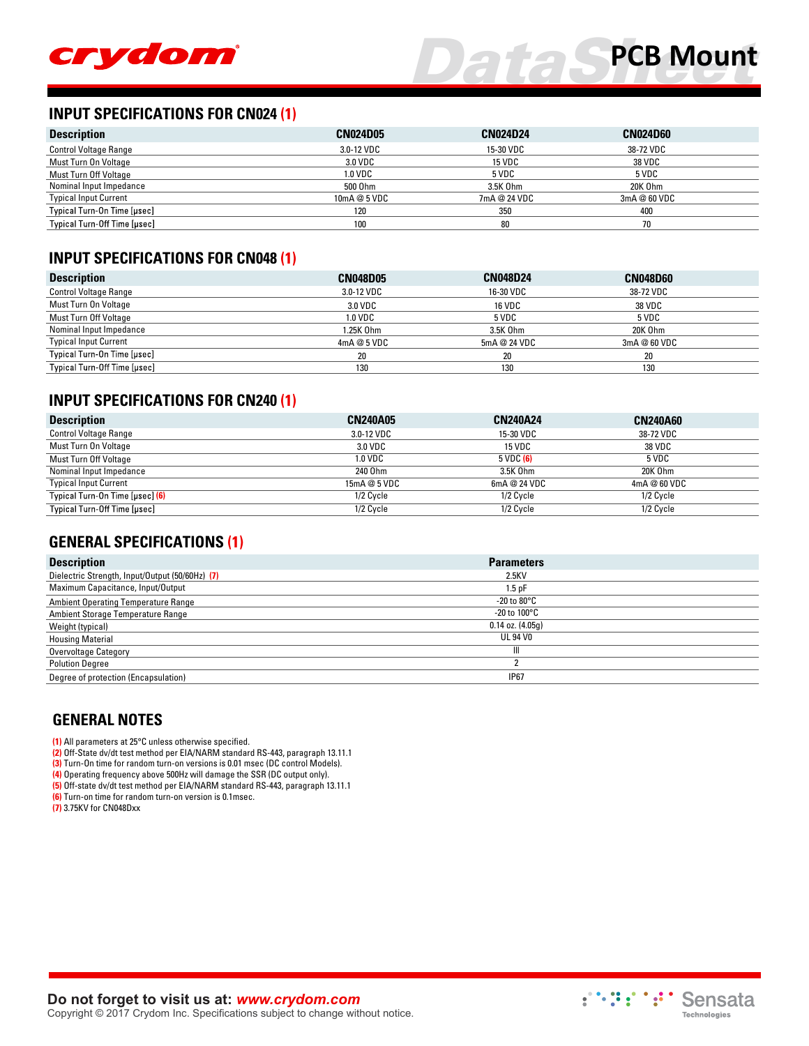## INPUT SPECIFICATIONS FOR CN024 (1)

| Description | CN024D05 | CN024D24 | CN024D60 |
| --- | --- | --- | --- |
| Control Voltage Range | 3.0-12 VDC | 15-30 VDC | 38-72 VDC |
| Must Turn On Voltage | 3.0 VDC | 15 VDC | 38 VDC |
| Must Turn Off Voltage | 1.0 VDC | 5 VDC | 5 VDC |
| Nominal Input Impedance | 500 Ohm | 3.5K Ohm | 20K Ohm |
| Typical Input Current | 10mA @ 5 VDC | 7mA @ 24 VDC | 3mA @ 60 VDC |
| Typical Turn-On Time [µsec] | 120 | 350 | 400 |
| Typical Turn-Off Time [µsec] | 100 | 80 | 70 |

## INPUT SPECIFICATIONS FOR CN048 (1)

| Description | CN048D05 | CN048D24 | CN048D60 |
| --- | --- | --- | --- |
| Control Voltage Range | 3.0-12 VDC | 16-30 VDC | 38-72 VDC |
| Must Turn On Voltage | 3.0 VDC | 16 VDC | 38 VDC |
| Must Turn Off Voltage | 1.0 VDC | 5 VDC | 5 VDC |
| Nominal Input Impedance | 1.25K Ohm | 3.5K Ohm | 20K Ohm |
| Typical Input Current | 4mA @ 5 VDC | 5mA @ 24 VDC | 3mA @ 60 VDC |
| Typical Turn-On Time [µsec] | 20 | 20 | 20 |
| Typical Turn-Off Time [µsec] | 130 | 130 | 130 |

## INPUT SPECIFICATIONS FOR CN240 (1)

| Description | CN240A05 | CN240A24 | CN240A60 |
| --- | --- | --- | --- |
| Control Voltage Range | 3.0-12 VDC | 15-30 VDC | 38-72 VDC |
| Must Turn On Voltage | 3.0 VDC | 15 VDC | 38 VDC |
| Must Turn Off Voltage | 1.0 VDC | 5 VDC (6) | 5 VDC |
| Nominal Input Impedance | 240 Ohm | 3.5K Ohm | 20K Ohm |
| Typical Input Current | 15mA @ 5 VDC | 6mA @ 24 VDC | 4mA @ 60 VDC |
| Typical Turn-On Time [µsec] (6) | 1/2 Cycle | 1/2 Cycle | 1/2 Cycle |
| Typical Turn-Off Time [µsec] | 1/2 Cycle | 1/2 Cycle | 1/2 Cycle |

## GENERAL SPECIFICATIONS (1)

| Description | Parameters |
| --- | --- |
| Dielectric Strength, Input/Output (50/60Hz) (7) | 2.5KV |
| Maximum Capacitance, Input/Output | 1.5 pF |
| Ambient Operating Temperature Range | -20 to 80°C |
| Ambient Storage Temperature Range | -20 to 100°C |
| Weight (typical) | 0.14 oz. (4.05g) |
| Housing Material | UL 94 V0 |
| Overvoltage Category | III |
| Polution Degree | 2 |
| Degree of protection (Encapsulation) | IP67 |

## GENERAL NOTES

(1) All parameters at 25°C unless otherwise specified.
(2) Off-State dv/dt test method per EIA/NARM standard RS-443, paragraph 13.11.1
(3) Turn-On time for random turn-on versions is 0.01 msec (DC control Models).
(4) Operating frequency above 500Hz will damage the SSR (DC output only).
(5) Off-state dv/dt test method per EIA/NARM standard RS-443, paragraph 13.11.1
(6) Turn-on time for random turn-on version is 0.1msec.
(7) 3.75KV for CN048Dxx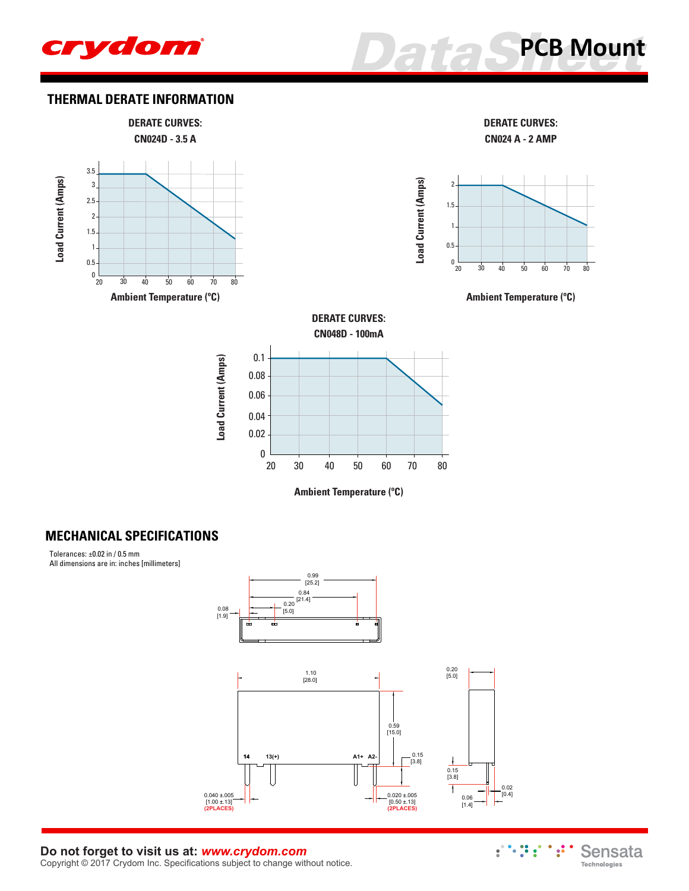## THERMAL DERATE INFORMATION

**DERATE CURVES:**
**CN024D - 3.5 A**

Load Current (Amps)

Ambient Temperature (ºC)

**DERATE CURVES:**
**CN024 A - 2 AMP**

Load Current (Amps)

Ambient Temperature (ºC)

**DERATE CURVES:**
**CN048D - 100mA**

Load Current (Amps)

Ambient Temperature (ºC)

## MECHANICAL SPECIFICATIONS

Tolerances: ±0.02 in / 0.5 mm
All dimensions are in: inches [millimeters]

0.99 [25.2]
0.84 [21.4]
0.20 [5.0]
0.08 [1.9]

1.10 [28.0]
0.59 [15.0]
0.15 [3.8]
14 13(+) A1+ A2-
0.040 ±.005 [1.00 ±.13] (2PLACES)
0.020 ±.005 [0.50 ±.13] (2PLACES)

0.20 [5.0]
0.15 [3.8]
0.02 [0.4]
0.06 [1.4]

**Do not forget to visit us at:** ***www.crydom.com***
Copyright © 2017 Crydom Inc. Specifications subject to change without notice.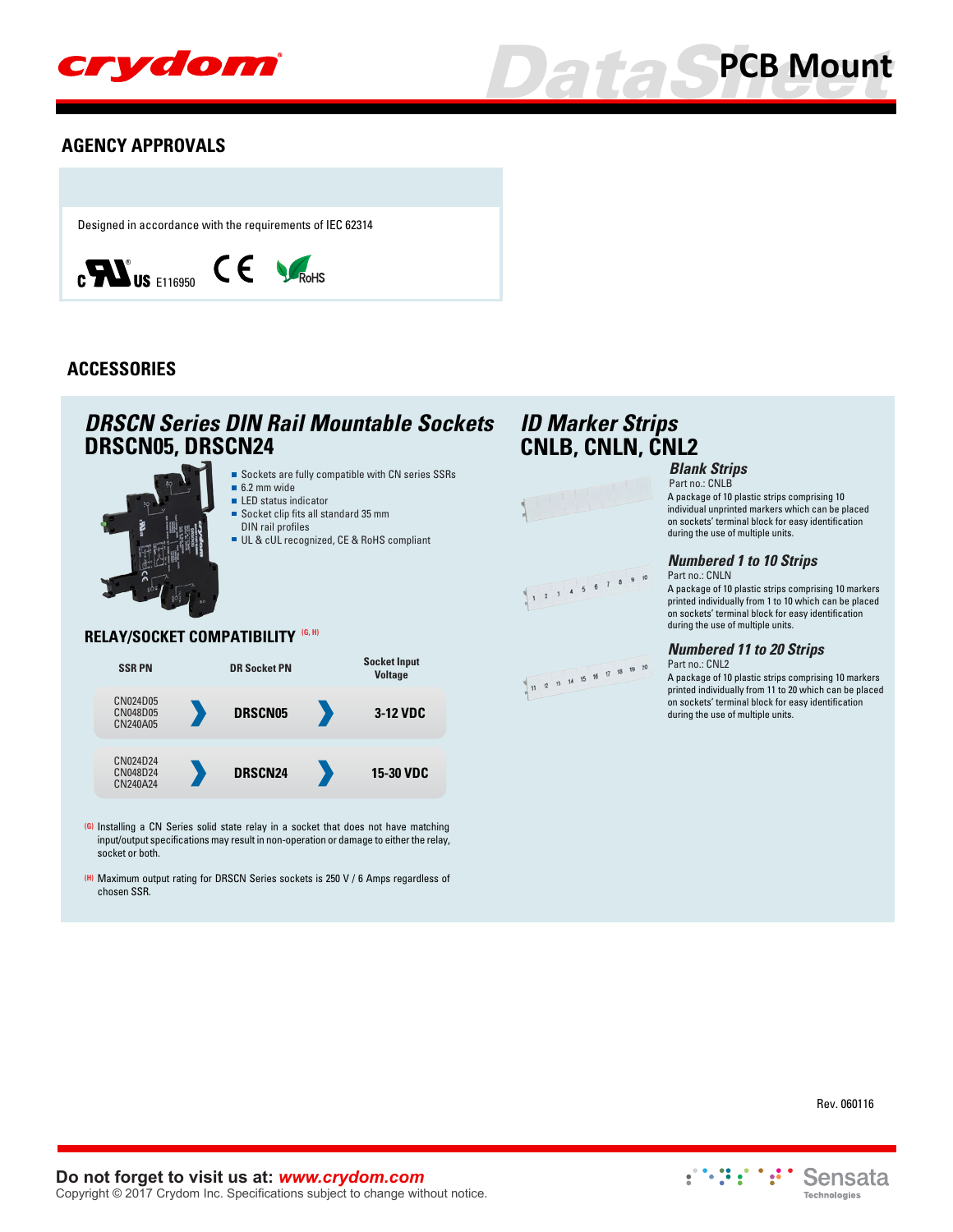## AGENCY APPROVALS

Designed in accordance with the requirements of IEC 62314

cULus E116950 CE RoHS

## ACCESSORIES

### *DRSCN Series DIN Rail Mountable Sockets*
### DRSCN05, DRSCN24

- Sockets are fully compatible with CN series SSRs
- 6.2 mm wide
- LED status indicator
- Socket clip fits all standard 35 mm DIN rail profiles
- UL & cUL recognized, CE & RoHS compliant

#### RELAY/SOCKET COMPATIBILITY [G, H]

| SSR PN | DR Socket PN | Socket Input Voltage |
|---|---|---|
| CN024D05<br>CN048D05<br>CN240A05 | **DRSCN05** | **3-12 VDC** |
| CN024D24<br>CN048D24<br>CN240A24 | **DRSCN24** | **15-30 VDC** |

[G] Installing a CN Series solid state relay in a socket that does not have matching input/output specifications may result in non-operation or damage to either the relay, socket or both.

[H] Maximum output rating for DRSCN Series sockets is 250 V / 6 Amps regardless of chosen SSR.

### *ID Marker Strips*
### CNLB, CNLN, CNL2

#### *Blank Strips*
Part no.: CNLB

A package of 10 plastic strips comprising 10 individual unprinted markers which can be placed on sockets' terminal block for easy identification during the use of multiple units.

#### *Numbered 1 to 10 Strips*
Part no.: CNLN

A package of 10 plastic strips comprising 10 markers printed individually from 1 to 10 which can be placed on sockets' terminal block for easy identification during the use of multiple units.

#### *Numbered 11 to 20 Strips*
Part no.: CNL2

A package of 10 plastic strips comprising 10 markers printed individually from 11 to 20 which can be placed on sockets' terminal block for easy identification during the use of multiple units.

Rev. 060116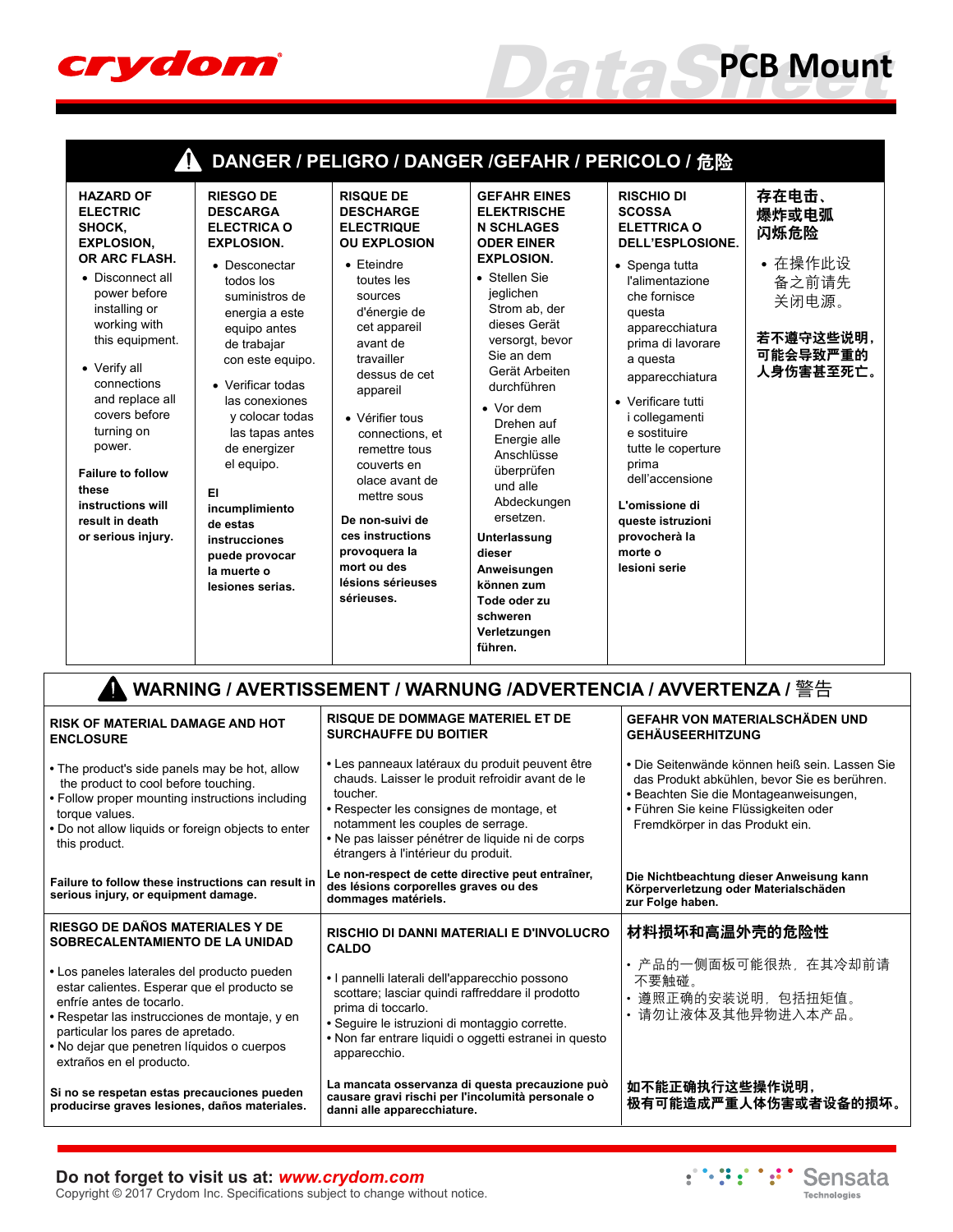# DANGER / PELIGRO / DANGER /GEFAHR / PERICOLO / 危险

**HAZARD OF ELECTRIC SHOCK, EXPLOSION, OR ARC FLASH.**

- Disconnect all power before installing or working with this equipment.
- Verify all connections and replace all covers before turning on power.

**Failure to follow these instructions will result in death or serious injury.**

**RIESGO DE DESCARGA ELECTRICA O EXPLOSION.**

- Desconectar todos los suministros de energia a este equipo antes de trabajar con este equipo.
- Verificar todas las conexiones y colocar todas las tapas antes de energizer el equipo.

**El incumplimiento de estas instrucciones puede provocar la muerte o lesiones serias.**

**RISQUE DE DESCHARGE ELECTRIQUE OU EXPLOSION**

- Eteindre toutes les sources d'énergie de cet appareil avant de travailler dessus de cet appareil
- Vérifier tous connections, et remettre tous couverts en olace avant de mettre sous

**De non-suivi de ces instructions provoquera la mort ou des lésions sérieuses sérieuses.**

**GEFAHR EINES ELEKTRISCHE N SCHLAGES ODER EINER EXPLOSION.**

- Stellen Sie jeglichen Strom ab, der dieses Gerät versorgt, bevor Sie an dem Gerät Arbeiten durchführen
- Vor dem Drehen auf Energie alle Anschlüsse überprüfen und alle Abdeckungen ersetzen.

**Unterlassung dieser Anweisungen können zum Tode oder zu schweren Verletzungen führen.**

**RISCHIO DI SCOSSA ELETTRICA O DELL'ESPLOSIONE.**

- Spenga tutta l'alimentazione che fornisce questa apparecchiatura prima di lavorare a questa apparecchiatura
- Verificare tutti i collegamenti e sostituire tutte le coperture prima dell'accensione

**L'omissione di queste istruzioni provocherà la morte o lesioni serie**

**存在电击、爆炸或电弧闪烁危险**

- 在操作此设备之前请先关闭电源。

**若不遵守这些说明，可能会导致严重的人身伤害甚至死亡。**

# WARNING / AVERTISSEMENT / WARNUNG /ADVERTENCIA / AVVERTENZA / 警告

**RISK OF MATERIAL DAMAGE AND HOT ENCLOSURE**

- The product's side panels may be hot, allow the product to cool before touching.
- Follow proper mounting instructions including torque values.
- Do not allow liquids or foreign objects to enter this product.

**Failure to follow these instructions can result in serious injury, or equipment damage.**

**RISQUE DE DOMMAGE MATERIEL ET DE SURCHAUFFE DU BOITIER**

- Les panneaux latéraux du produit peuvent être chauds. Laisser le produit refroidir avant de le toucher.
- Respecter les consignes de montage, et notamment les couples de serrage.
- Ne pas laisser pénétrer de liquide ni de corps étrangers à l'intérieur du produit.

**Le non-respect de cette directive peut entraîner, des lésions corporelles graves ou des dommages matériels.**

**GEFAHR VON MATERIALSCHÄDEN UND GEHÄUSEERHITZUNG**

- Die Seitenwände können heiß sein. Lassen Sie das Produkt abkühlen, bevor Sie es berühren.
- Beachten Sie die Montageanweisungen,
- Führen Sie keine Flüssigkeiten oder Fremdkörper in das Produkt ein.

**Die Nichtbeachtung dieser Anweisung kann Körperverletzung oder Materialschäden zur Folge haben.**

**RIESGO DE DAÑOS MATERIALES Y DE SOBRECALENTAMIENTO DE LA UNIDAD**

- Los paneles laterales del producto pueden estar calientes. Esperar que el producto se enfríe antes de tocarlo.
- Respetar las instrucciones de montaje, y en particular los pares de apretado.
- No dejar que penetren líquidos o cuerpos extraños en el producto.

**Si no se respetan estas precauciones pueden producirse graves lesiones, daños materiales.**

**RISCHIO DI DANNI MATERIALI E D'INVOLUCRO CALDO**

- I pannelli laterali dell'apparecchio possono scottare; lasciar quindi raffreddare il prodotto prima di toccarlo.
- Seguire le istruzioni di montaggio corrette.
- Non far entrare liquidi o oggetti estranei in questo apparecchio.

**La mancata osservanza di questa precauzione può causare gravi rischi per l'incolumità personale o danni alle apparecchiature.**

**材料损坏和高温外壳的危险性**

- 产品的一侧面板可能很热，在其冷却前请不要触碰。
- 遵照正确的安装说明，包括扭矩值。
- 请勿让液体及其他异物进入本产品。

**如不能正确执行这些操作说明，极有可能造成严重人体伤害或者设备的损坏。**

**Do not forget to visit us at: *www.crydom.com***

Copyright © 2017 Crydom Inc. Specifications subject to change without notice.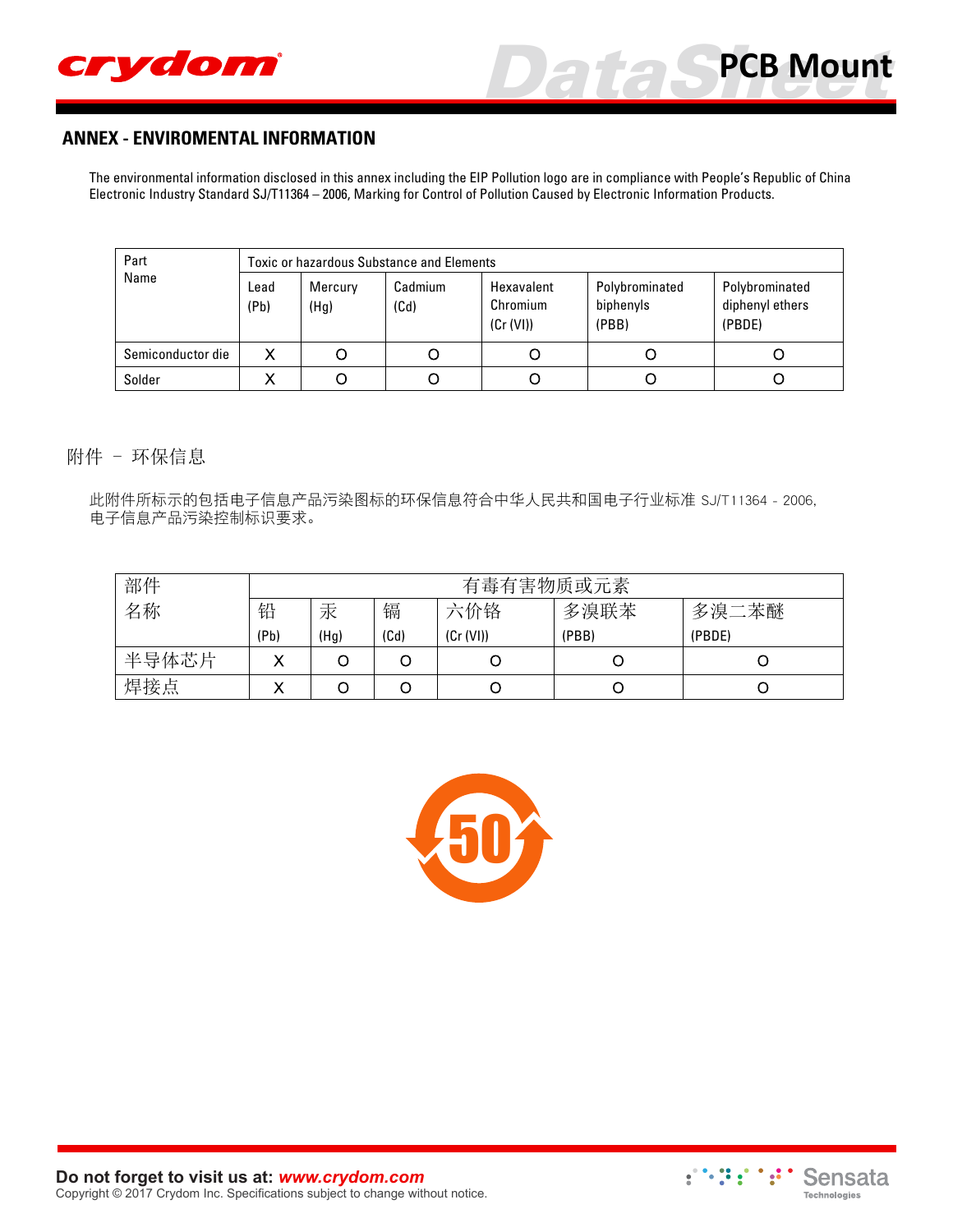## ANNEX - ENVIROMENTAL INFORMATION

The environmental information disclosed in this annex including the EIP Pollution logo are in compliance with People's Republic of China Electronic Industry Standard SJ/T11364 – 2006, Marking for Control of Pollution Caused by Electronic Information Products.

| Part Name | Toxic or hazardous Substance and Elements | | | | | |
|---|---|---|---|---|---|---|
| | Lead (Pb) | Mercury (Hg) | Cadmium (Cd) | Hexavalent Chromium (Cr (VI)) | Polybrominated biphenyls (PBB) | Polybrominated diphenyl ethers (PBDE) |
| Semiconductor die | X | O | O | O | O | O |
| Solder | X | O | O | O | O | O |

## 附件 – 环保信息

此附件所标示的包括电子信息产品污染图标的环保信息符合中华人民共和国电子行业标准 SJ/T11364 - 2006, 电子信息产品污染控制标识要求。

| 部件名称 | 有毒有害物质或元素 | | | | | |
|---|---|---|---|---|---|---|
| | 铅 (Pb) | 汞 (Hg) | 镉 (Cd) | 六价铬 (Cr (VI)) | 多溴联苯 (PBB) | 多溴二苯醚 (PBDE) |
| 半导体芯片 | X | O | O | O | O | O |
| 焊接点 | X | O | O | O | O | O |

50

**Do not forget to visit us at:** ***www.crydom.com***
Copyright © 2017 Crydom Inc. Specifications subject to change without notice.